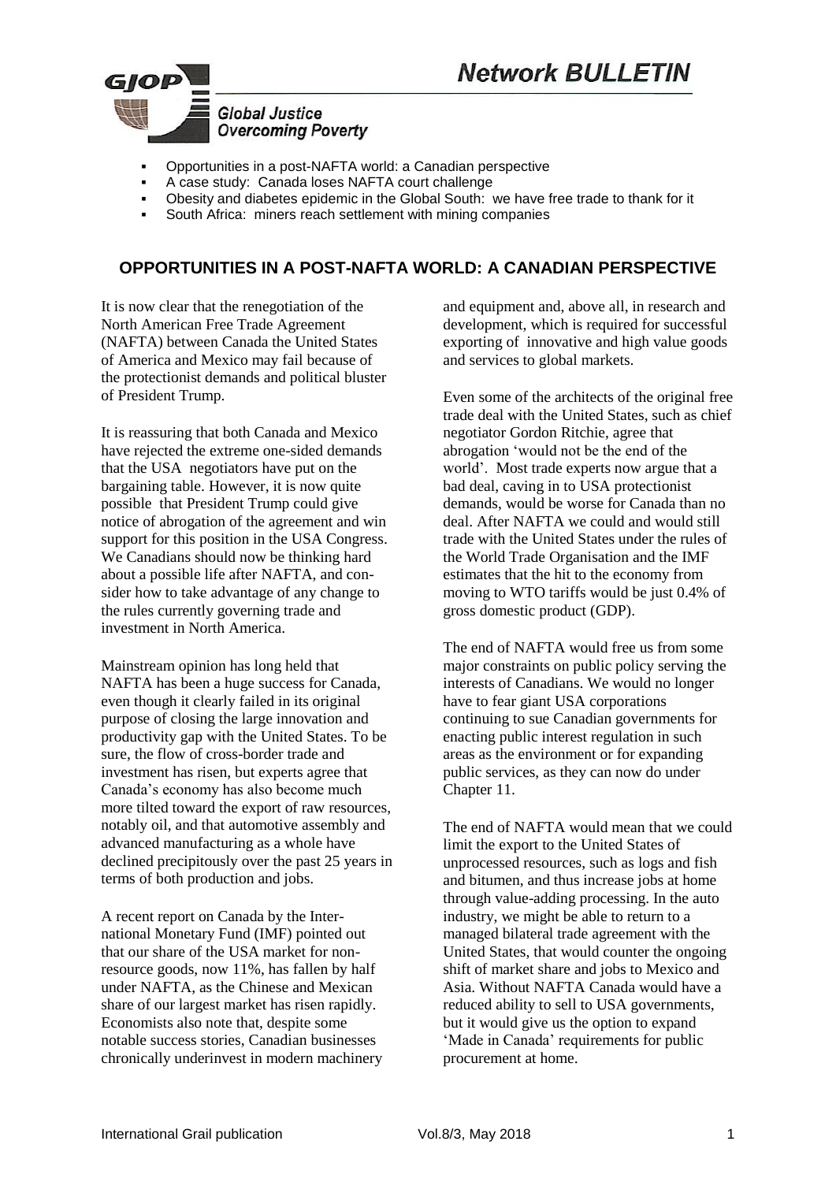# Network BULLETIN

GJOP

*Global Justice Overcoming Poverty*

- Opportunities in a post-NAFTA world: a Canadian perspective
- A case study: Canada loses NAFTA court challenge
- Obesity and diabetes epidemic in the Global South: we have free trade to thank for it
- South Africa: miners reach settlement with mining companies

## OPPORTUNITIES IN A POST-NAFTA WORLD: A CANADIAN PERSPECTIVE

It is now clear that the renegotiation of the North American Free Trade Agreement (NAFTA) between Canada the United States of America and Mexico may fail because of the protectionist demands and political bluster of President Trump.

It is reassuring that both Canada and Mexico have rejected the extreme one-sided demands that the USA negotiators have put on the bargaining table. However, it is now quite possible that President Trump could give notice of abrogation of the agreement and win support for this position in the USA Congress. We Canadians should now be thinking hard about a possible life after NAFTA, and consider how to take advantage of any change to the rules currently governing trade and investment in North America.

Mainstream opinion has long held that NAFTA has been a huge success for Canada, even though it clearly failed in its original purpose of closing the large innovation and productivity gap with the United States. To be sure, the flow of cross-border trade and investment has risen, but experts agree that Canada's economy has also become much more tilted toward the export of raw resources, notably oil, and that automotive assembly and advanced manufacturing as a whole have declined precipitously over the past 25 years in terms of both production and jobs.

A recent report on Canada by the International Monetary Fund (IMF) pointed out that our share of the USA market for non-resource goods, now 11%, has fallen by half under NAFTA, as the Chinese and Mexican share of our largest market has risen rapidly. Economists also note that, despite some notable success stories, Canadian businesses chronically underinvest in modern machinery and equipment and, above all, in research and development, which is required for successful exporting of innovative and high value goods and services to global markets.

Even some of the architects of the original free trade deal with the United States, such as chief negotiator Gordon Ritchie, agree that abrogation 'would not be the end of the world'. Most trade experts now argue that a bad deal, caving in to USA protectionist demands, would be worse for Canada than no deal. After NAFTA we could and would still trade with the United States under the rules of the World Trade Organisation and the IMF estimates that the hit to the economy from moving to WTO tariffs would be just 0.4% of gross domestic product (GDP).

The end of NAFTA would free us from some major constraints on public policy serving the interests of Canadians. We would no longer have to fear giant USA corporations continuing to sue Canadian governments for enacting public interest regulation in such areas as the environment or for expanding public services, as they can now do under Chapter 11.

The end of NAFTA would mean that we could limit the export to the United States of unprocessed resources, such as logs and fish and bitumen, and thus increase jobs at home through value-adding processing. In the auto industry, we might be able to return to a managed bilateral trade agreement with the United States, that would counter the ongoing shift of market share and jobs to Mexico and Asia. Without NAFTA Canada would have a reduced ability to sell to USA governments, but it would give us the option to expand 'Made in Canada' requirements for public procurement at home.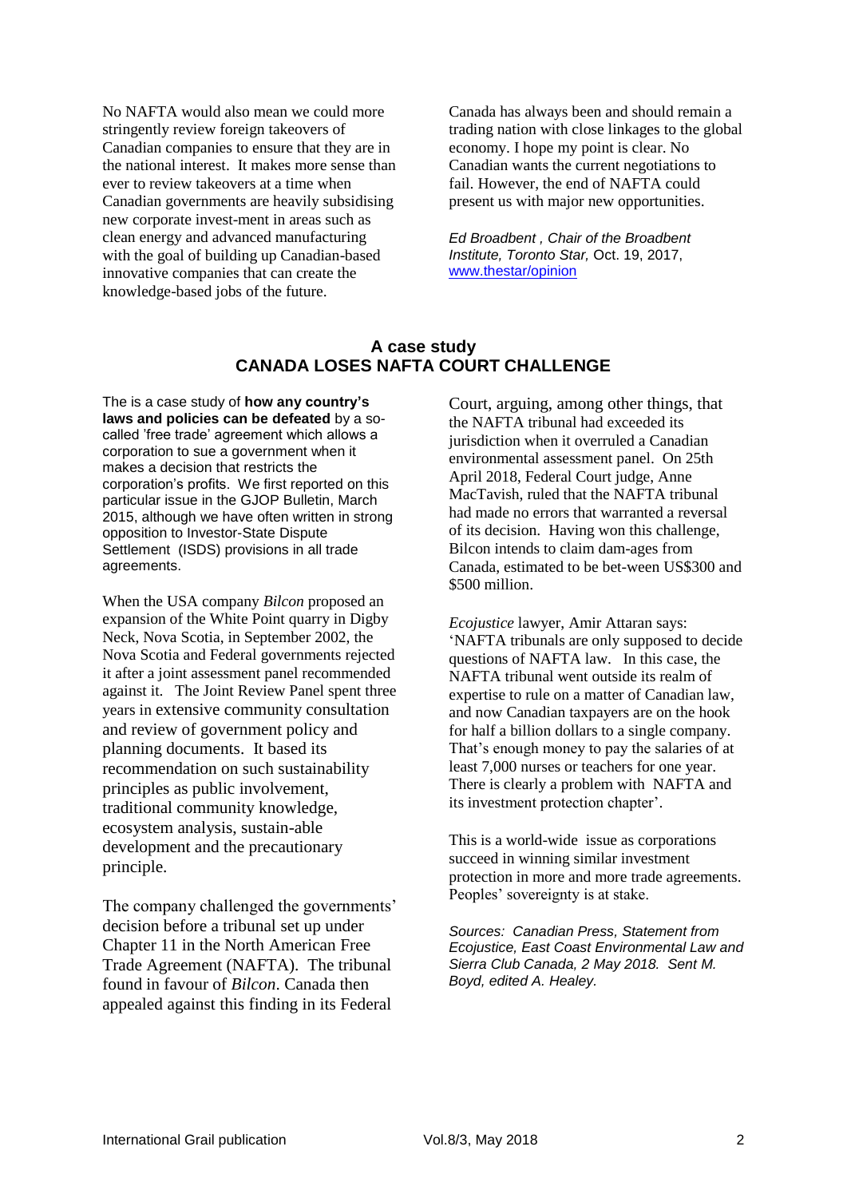No NAFTA would also mean we could more stringently review foreign takeovers of Canadian companies to ensure that they are in the national interest. It makes more sense than ever to review takeovers at a time when Canadian governments are heavily subsidising new corporate invest-ment in areas such as clean energy and advanced manufacturing with the goal of building up Canadian-based innovative companies that can create the knowledge-based jobs of the future.

Canada has always been and should remain a trading nation with close linkages to the global economy. I hope my point is clear. No Canadian wants the current negotiations to fail. However, the end of NAFTA could present us with major new opportunities.

*Ed Broadbent , Chair of the Broadbent Institute, Toronto Star,* Oct. 19, 2017, [www.thestar/opinion](www.thestar/opinion)

## A case study
## CANADA LOSES NAFTA COURT CHALLENGE

The is a case study of **how any country's laws and policies can be defeated** by a so-called 'free trade' agreement which allows a corporation to sue a government when it makes a decision that restricts the corporation's profits. We first reported on this particular issue in the GJOP Bulletin, March 2015, although we have often written in strong opposition to Investor-State Dispute Settlement (ISDS) provisions in all trade agreements.

When the USA company *Bilcon* proposed an expansion of the White Point quarry in Digby Neck, Nova Scotia, in September 2002, the Nova Scotia and Federal governments rejected it after a joint assessment panel recommended against it. The Joint Review Panel spent three years in extensive community consultation and review of government policy and planning documents. It based its recommendation on such sustainability principles as public involvement, traditional community knowledge, ecosystem analysis, sustain-able development and the precautionary principle.

The company challenged the governments' decision before a tribunal set up under Chapter 11 in the North American Free Trade Agreement (NAFTA). The tribunal found in favour of *Bilcon*. Canada then appealed against this finding in its Federal Court, arguing, among other things, that the NAFTA tribunal had exceeded its jurisdiction when it overruled a Canadian environmental assessment panel. On 25th April 2018, Federal Court judge, Anne MacTavish, ruled that the NAFTA tribunal had made no errors that warranted a reversal of its decision. Having won this challenge, Bilcon intends to claim dam-ages from Canada, estimated to be bet-ween US$300 and $500 million.

*Ecojustice* lawyer, Amir Attaran says: 'NAFTA tribunals are only supposed to decide questions of NAFTA law. In this case, the NAFTA tribunal went outside its realm of expertise to rule on a matter of Canadian law, and now Canadian taxpayers are on the hook for half a billion dollars to a single company. That's enough money to pay the salaries of at least 7,000 nurses or teachers for one year. There is clearly a problem with NAFTA and its investment protection chapter'.

This is a world-wide issue as corporations succeed in winning similar investment protection in more and more trade agreements. Peoples' sovereignty is at stake.

*Sources: Canadian Press, Statement from Ecojustice, East Coast Environmental Law and Sierra Club Canada, 2 May 2018. Sent M. Boyd, edited A. Healey.*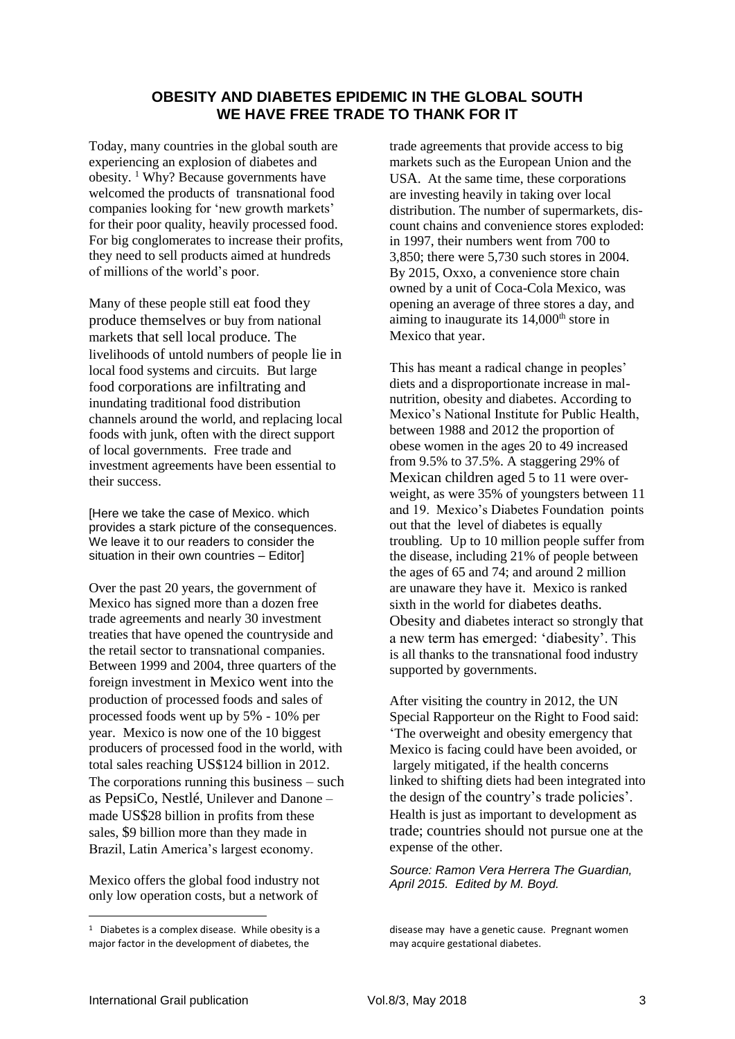# OBESITY AND DIABETES EPIDEMIC IN THE GLOBAL SOUTH WE HAVE FREE TRADE TO THANK FOR IT

Today, many countries in the global south are experiencing an explosion of diabetes and obesity. [1] Why? Because governments have welcomed the products of transnational food companies looking for 'new growth markets' for their poor quality, heavily processed food. For big conglomerates to increase their profits, they need to sell products aimed at hundreds of millions of the world's poor.

Many of these people still eat food they produce themselves or buy from national markets that sell local produce. The livelihoods of untold numbers of people lie in local food systems and circuits. But large food corporations are infiltrating and inundating traditional food distribution channels around the world, and replacing local foods with junk, often with the direct support of local governments. Free trade and investment agreements have been essential to their success.

[Here we take the case of Mexico. which provides a stark picture of the consequences. We leave it to our readers to consider the situation in their own countries – Editor]

Over the past 20 years, the government of Mexico has signed more than a dozen free trade agreements and nearly 30 investment treaties that have opened the countryside and the retail sector to transnational companies. Between 1999 and 2004, three quarters of the foreign investment in Mexico went into the production of processed foods and sales of processed foods went up by 5% - 10% per year. Mexico is now one of the 10 biggest producers of processed food in the world, with total sales reaching US$124 billion in 2012. The corporations running this business – such as PepsiCo, Nestlé, Unilever and Danone – made US$28 billion in profits from these sales, $9 billion more than they made in Brazil, Latin America's largest economy.

Mexico offers the global food industry not only low operation costs, but a network of trade agreements that provide access to big markets such as the European Union and the USA. At the same time, these corporations are investing heavily in taking over local distribution. The number of supermarkets, discount chains and convenience stores exploded: in 1997, their numbers went from 700 to 3,850; there were 5,730 such stores in 2004. By 2015, Oxxo, a convenience store chain owned by a unit of Coca-Cola Mexico, was opening an average of three stores a day, and aiming to inaugurate its 14,000th store in Mexico that year.

This has meant a radical change in peoples' diets and a disproportionate increase in malnutrition, obesity and diabetes. According to Mexico's National Institute for Public Health, between 1988 and 2012 the proportion of obese women in the ages 20 to 49 increased from 9.5% to 37.5%. A staggering 29% of Mexican children aged 5 to 11 were overweight, as were 35% of youngsters between 11 and 19. Mexico's Diabetes Foundation points out that the level of diabetes is equally troubling. Up to 10 million people suffer from the disease, including 21% of people between the ages of 65 and 74; and around 2 million are unaware they have it. Mexico is ranked sixth in the world for diabetes deaths. Obesity and diabetes interact so strongly that a new term has emerged: 'diabesity'. This is all thanks to the transnational food industry supported by governments.

After visiting the country in 2012, the UN Special Rapporteur on the Right to Food said: 'The overweight and obesity emergency that Mexico is facing could have been avoided, or largely mitigated, if the health concerns linked to shifting diets had been integrated into the design of the country's trade policies'. Health is just as important to development as trade; countries should not pursue one at the expense of the other.

*Source: Ramon Vera Herrera The Guardian, April 2015. Edited by M. Boyd.*

---

[1] Diabetes is a complex disease. While obesity is a major factor in the development of diabetes, the disease may have a genetic cause. Pregnant women may acquire gestational diabetes.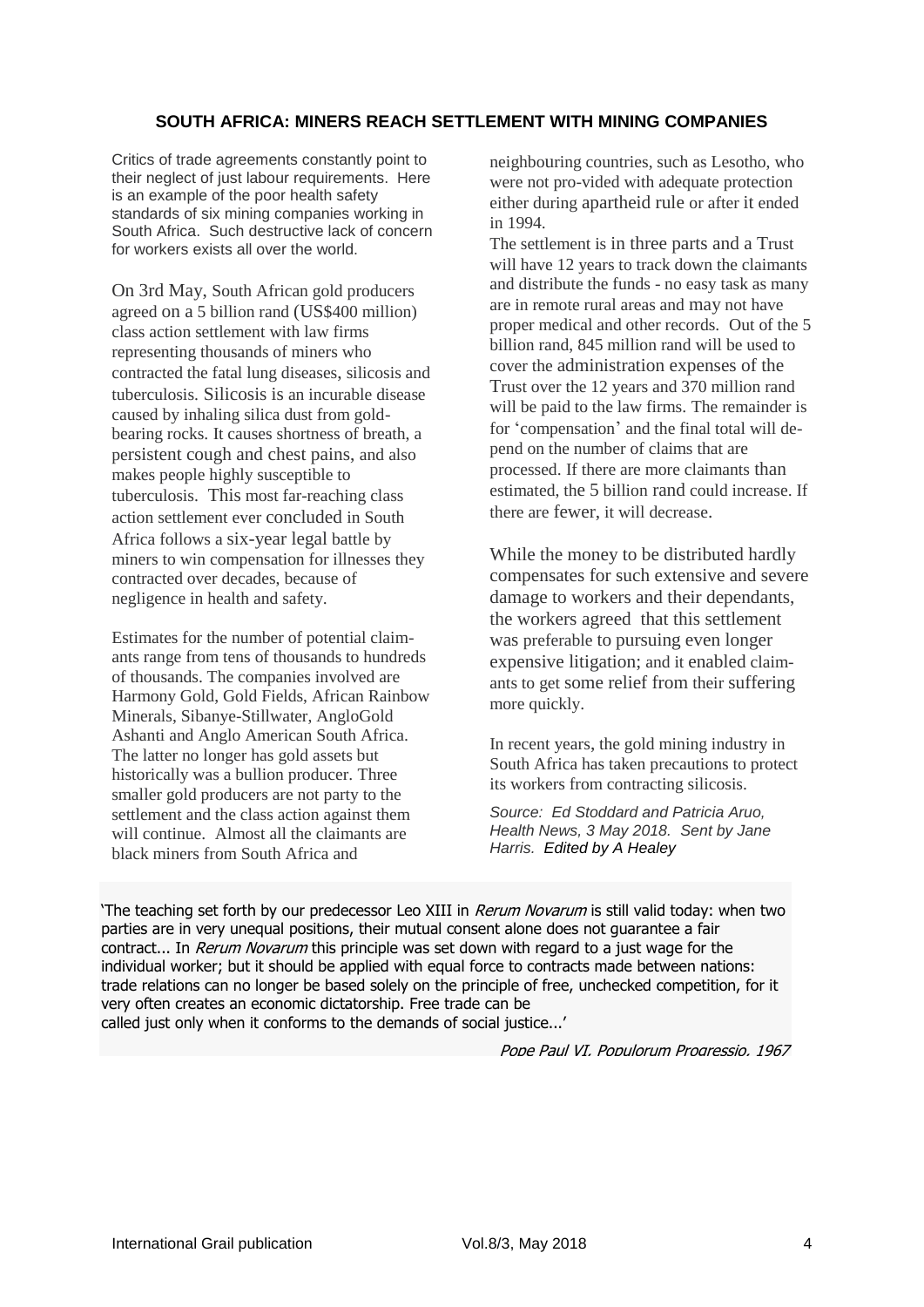## SOUTH AFRICA: MINERS REACH SETTLEMENT WITH MINING COMPANIES

Critics of trade agreements constantly point to their neglect of just labour requirements. Here is an example of the poor health safety standards of six mining companies working in South Africa. Such destructive lack of concern for workers exists all over the world.

On 3rd May, South African gold producers agreed on a 5 billion rand (US$400 million) class action settlement with law firms representing thousands of miners who contracted the fatal lung diseases, silicosis and tuberculosis. Silicosis is an incurable disease caused by inhaling silica dust from gold-bearing rocks. It causes shortness of breath, a persistent cough and chest pains, and also makes people highly susceptible to tuberculosis. This most far-reaching class action settlement ever concluded in South Africa follows a six-year legal battle by miners to win compensation for illnesses they contracted over decades, because of negligence in health and safety.

Estimates for the number of potential claimants range from tens of thousands to hundreds of thousands. The companies involved are Harmony Gold, Gold Fields, African Rainbow Minerals, Sibanye-Stillwater, AngloGold Ashanti and Anglo American South Africa. The latter no longer has gold assets but historically was a bullion producer. Three smaller gold producers are not party to the settlement and the class action against them will continue. Almost all the claimants are black miners from South Africa and neighbouring countries, such as Lesotho, who were not pro-vided with adequate protection either during apartheid rule or after it ended in 1994.

The settlement is in three parts and a Trust will have 12 years to track down the claimants and distribute the funds - no easy task as many are in remote rural areas and may not have proper medical and other records. Out of the 5 billion rand, 845 million rand will be used to cover the administration expenses of the Trust over the 12 years and 370 million rand will be paid to the law firms. The remainder is for 'compensation' and the final total will depend on the number of claims that are processed. If there are more claimants than estimated, the 5 billion rand could increase. If there are fewer, it will decrease.

While the money to be distributed hardly compensates for such extensive and severe damage to workers and their dependants, the workers agreed that this settlement was preferable to pursuing even longer expensive litigation; and it enabled claimants to get some relief from their suffering more quickly.

In recent years, the gold mining industry in South Africa has taken precautions to protect its workers from contracting silicosis.

*Source: Ed Stoddard and Patricia Aruo, Health News, 3 May 2018. Sent by Jane Harris. Edited by A Healey*

'The teaching set forth by our predecessor Leo XIII in *Rerum Novarum* is still valid today: when two parties are in very unequal positions, their mutual consent alone does not guarantee a fair contract... In *Rerum Novarum* this principle was set down with regard to a just wage for the individual worker; but it should be applied with equal force to contracts made between nations: trade relations can no longer be based solely on the principle of free, unchecked competition, for it very often creates an economic dictatorship. Free trade can be called just only when it conforms to the demands of social justice...'

*Pope Paul VI, Populorum Progressio, 1967*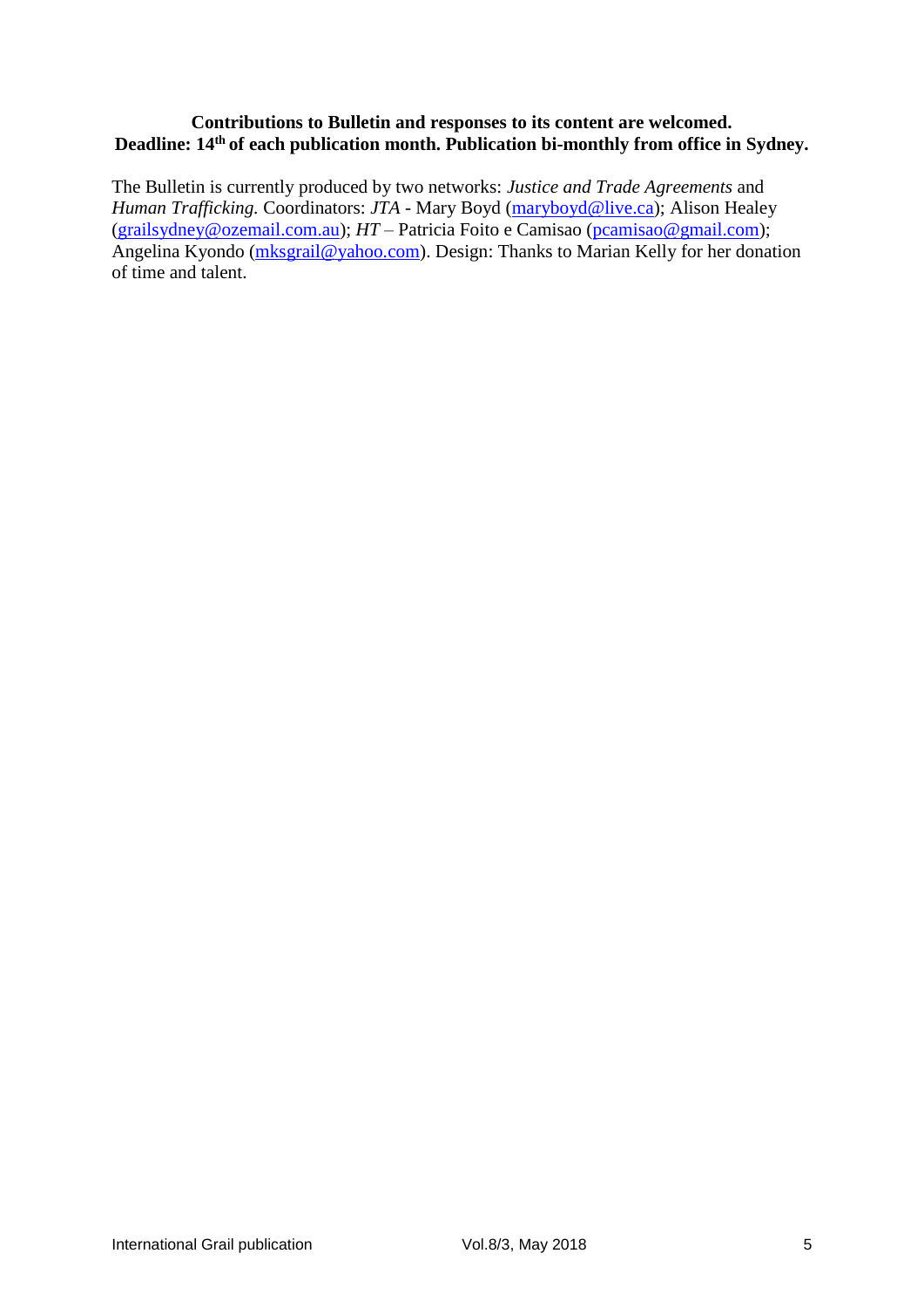**Contributions to Bulletin and responses to its content are welcomed.**
**Deadline: 14th of each publication month. Publication bi-monthly from office in Sydney.**

The Bulletin is currently produced by two networks: *Justice and Trade Agreements* and *Human Trafficking.* Coordinators: *JTA* - Mary Boyd (maryboyd@live.ca); Alison Healey (grailsydney@ozemail.com.au); *HT* – Patricia Foito e Camisao (pcamisao@gmail.com); Angelina Kyondo (mksgrail@yahoo.com). Design: Thanks to Marian Kelly for her donation of time and talent.